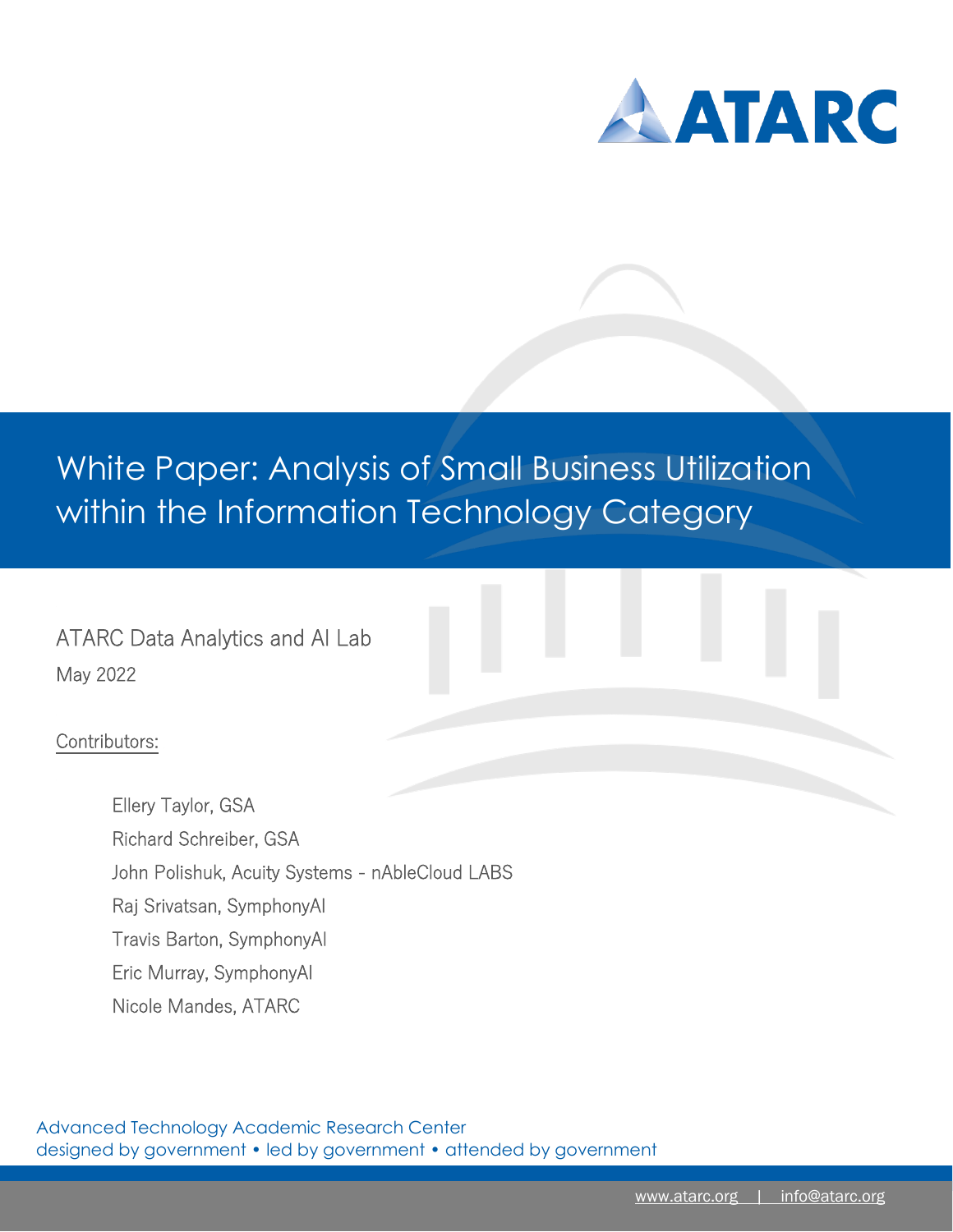ATARC

# White Paper: Analysis of Small Business Utilization within the Information Technology Category

ATARC Data Analytics and AI Lab

May 2022

Contributors:

- Ellery Taylor, GSA
- Richard Schreiber, GSA
- John Polishuk, Acuity Systems - nAbleCloud LABS
- Raj Srivatsan, SymphonyAI
- Travis Barton, SymphonyAI
- Eric Murray, SymphonyAI
- Nicole Mandes, ATARC

Advanced Technology Academic Research Center
designed by government • led by government • attended by government

www.atarc.org | info@atarc.org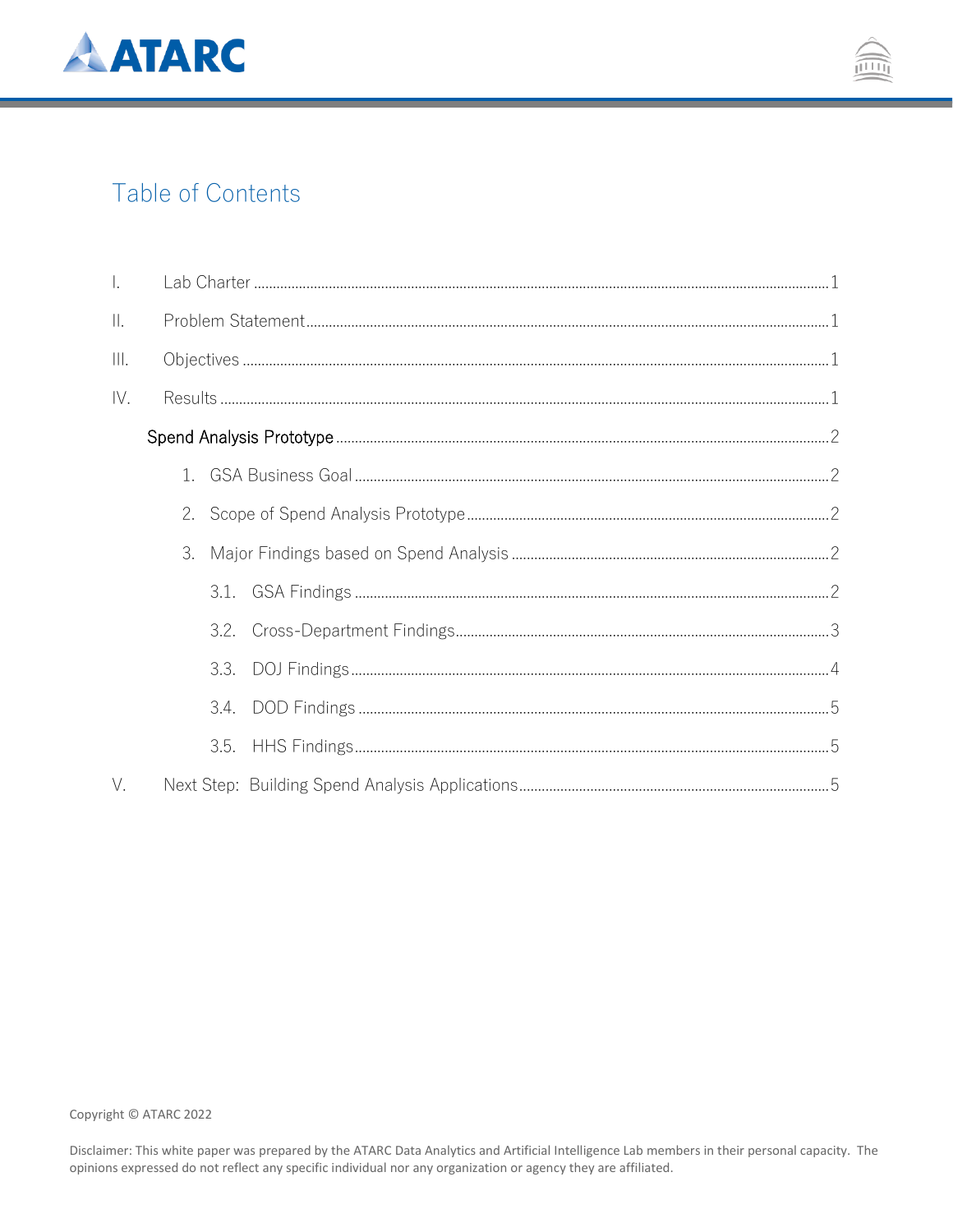# Table of Contents

I. Lab Charter ........................................ 1

II. Problem Statement ........................................ 1

III. Objectives ........................................ 1

IV. Results ........................................ 1

Spend Analysis Prototype ........................................ 2

1. GSA Business Goal ........................................ 2
2. Scope of Spend Analysis Prototype ........................................ 2
3. Major Findings based on Spend Analysis ........................................ 2

3.1. GSA Findings ........................................ 2

3.2. Cross-Department Findings ........................................ 3

3.3. DOJ Findings ........................................ 4

3.4. DOD Findings ........................................ 5

3.5. HHS Findings ........................................ 5

V. Next Step: Building Spend Analysis Applications ........................................ 5

Copyright © ATARC 2022

Disclaimer: This white paper was prepared by the ATARC Data Analytics and Artificial Intelligence Lab members in their personal capacity. The opinions expressed do not reflect any specific individual nor any organization or agency they are affiliated.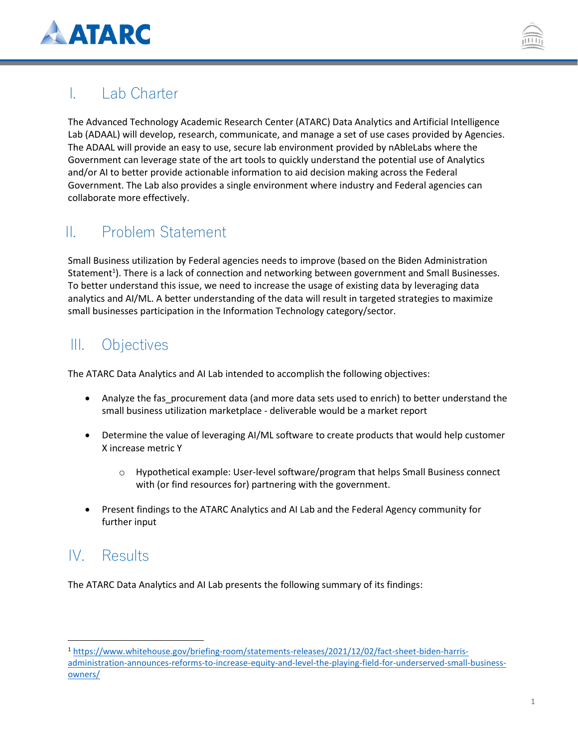## I. Lab Charter

The Advanced Technology Academic Research Center (ATARC) Data Analytics and Artificial Intelligence Lab (ADAAL) will develop, research, communicate, and manage a set of use cases provided by Agencies. The ADAAL will provide an easy to use, secure lab environment provided by nAbleLabs where the Government can leverage state of the art tools to quickly understand the potential use of Analytics and/or AI to better provide actionable information to aid decision making across the Federal Government. The Lab also provides a single environment where industry and Federal agencies can collaborate more effectively.

## II. Problem Statement

Small Business utilization by Federal agencies needs to improve (based on the Biden Administration Statement[1]). There is a lack of connection and networking between government and Small Businesses. To better understand this issue, we need to increase the usage of existing data by leveraging data analytics and AI/ML. A better understanding of the data will result in targeted strategies to maximize small businesses participation in the Information Technology category/sector.

## III. Objectives

The ATARC Data Analytics and AI Lab intended to accomplish the following objectives:

- Analyze the fas_procurement data (and more data sets used to enrich) to better understand the small business utilization marketplace - deliverable would be a market report
- Determine the value of leveraging AI/ML software to create products that would help customer X increase metric Y
  - Hypothetical example: User-level software/program that helps Small Business connect with (or find resources for) partnering with the government.
- Present findings to the ATARC Analytics and AI Lab and the Federal Agency community for further input

## IV. Results

The ATARC Data Analytics and AI Lab presents the following summary of its findings:

---

[1] https://www.whitehouse.gov/briefing-room/statements-releases/2021/12/02/fact-sheet-biden-harris-administration-announces-reforms-to-increase-equity-and-level-the-playing-field-for-underserved-small-business-owners/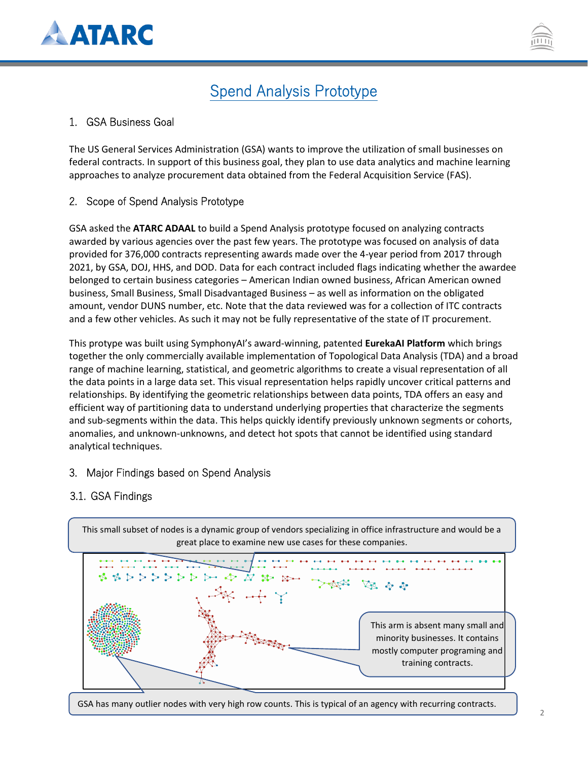# Spend Analysis Prototype

## 1. GSA Business Goal

The US General Services Administration (GSA) wants to improve the utilization of small businesses on federal contracts. In support of this business goal, they plan to use data analytics and machine learning approaches to analyze procurement data obtained from the Federal Acquisition Service (FAS).

## 2. Scope of Spend Analysis Prototype

GSA asked the **ATARC ADAAL** to build a Spend Analysis prototype focused on analyzing contracts awarded by various agencies over the past few years. The prototype was focused on analysis of data provided for 376,000 contracts representing awards made over the 4-year period from 2017 through 2021, by GSA, DOJ, HHS, and DOD. Data for each contract included flags indicating whether the awardee belonged to certain business categories – American Indian owned business, African American owned business, Small Business, Small Disadvantaged Business – as well as information on the obligated amount, vendor DUNS number, etc. Note that the data reviewed was for a collection of ITC contracts and a few other vehicles. As such it may not be fully representative of the state of IT procurement.

This protype was built using SymphonyAI's award-winning, patented **EurekaAI Platform** which brings together the only commercially available implementation of Topological Data Analysis (TDA) and a broad range of machine learning, statistical, and geometric algorithms to create a visual representation of all the data points in a large data set. This visual representation helps rapidly uncover critical patterns and relationships. By identifying the geometric relationships between data points, TDA offers an easy and efficient way of partitioning data to understand underlying properties that characterize the segments and sub-segments within the data. This helps quickly identify previously unknown segments or cohorts, anomalies, and unknown-unknowns, and detect hot spots that cannot be identified using standard analytical techniques.

## 3. Major Findings based on Spend Analysis

### 3.1. GSA Findings

This small subset of nodes is a dynamic group of vendors specializing in office infrastructure and would be a great place to examine new use cases for these companies.

This arm is absent many small and minority businesses. It contains mostly computer programing and training contracts.

GSA has many outlier nodes with very high row counts. This is typical of an agency with recurring contracts.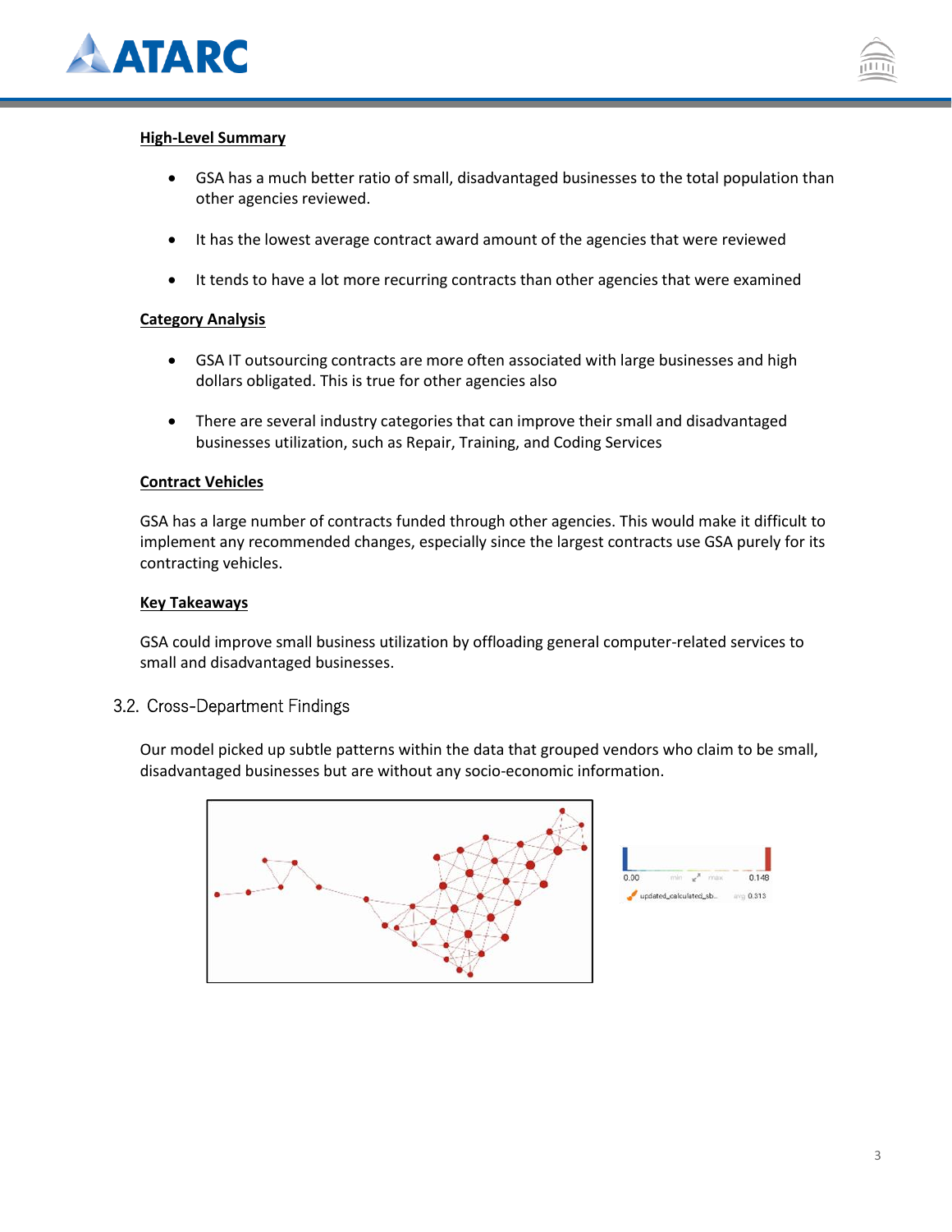**High-Level Summary**

- GSA has a much better ratio of small, disadvantaged businesses to the total population than other agencies reviewed.
- It has the lowest average contract award amount of the agencies that were reviewed
- It tends to have a lot more recurring contracts than other agencies that were examined

**Category Analysis**

- GSA IT outsourcing contracts are more often associated with large businesses and high dollars obligated. This is true for other agencies also
- There are several industry categories that can improve their small and disadvantaged businesses utilization, such as Repair, Training, and Coding Services

**Contract Vehicles**

GSA has a large number of contracts funded through other agencies. This would make it difficult to implement any recommended changes, especially since the largest contracts use GSA purely for its contracting vehicles.

**Key Takeaways**

GSA could improve small business utilization by offloading general computer-related services to small and disadvantaged businesses.

## 3.2. Cross-Department Findings

Our model picked up subtle patterns within the data that grouped vendors who claim to be small, disadvantaged businesses but are without any socio-economic information.

0.00
min
max
0.148
updated_calculated_sb...
avg 0.313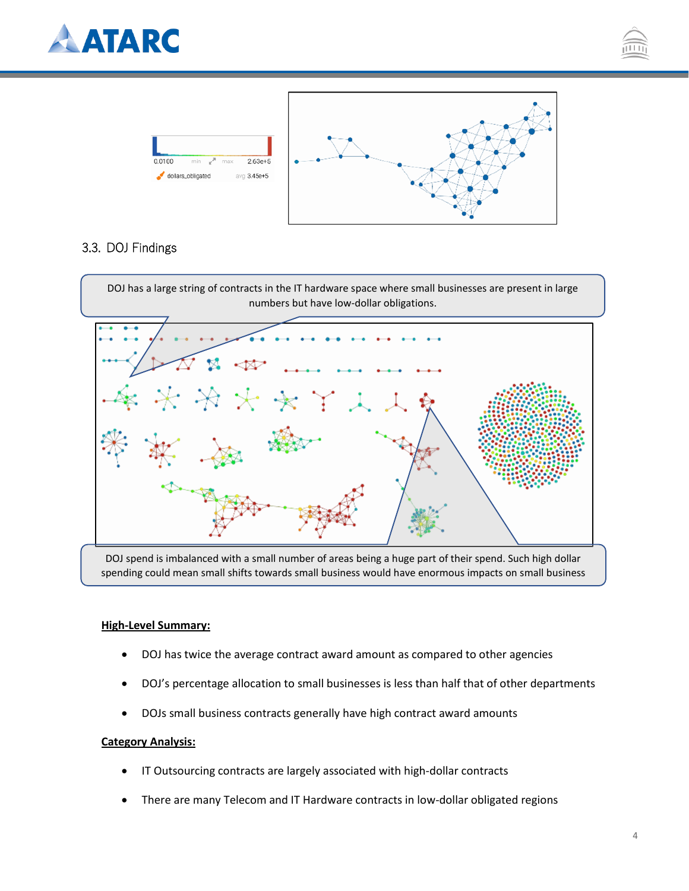0.0100 min max 2.63e+5

dollars_obligated avg 3.45e+5

## 3.3. DOJ Findings

DOJ has a large string of contracts in the IT hardware space where small businesses are present in large numbers but have low-dollar obligations.

DOJ spend is imbalanced with a small number of areas being a huge part of their spend. Such high dollar spending could mean small shifts towards small business would have enormous impacts on small business

**High-Level Summary:**

- DOJ has twice the average contract award amount as compared to other agencies
- DOJ's percentage allocation to small businesses is less than half that of other departments
- DOJs small business contracts generally have high contract award amounts

**Category Analysis:**

- IT Outsourcing contracts are largely associated with high-dollar contracts
- There are many Telecom and IT Hardware contracts in low-dollar obligated regions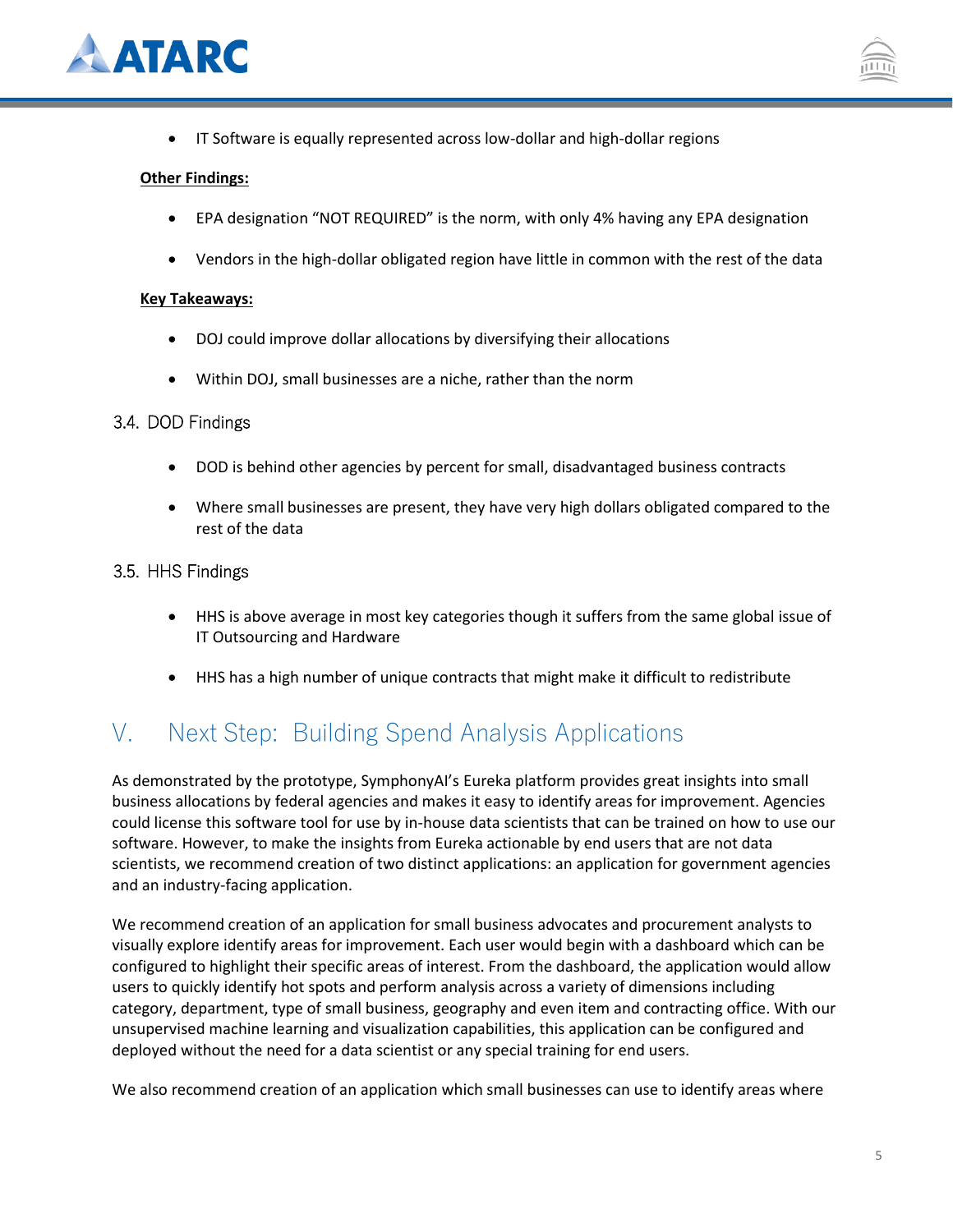- IT Software is equally represented across low-dollar and high-dollar regions

**Other Findings:**

- EPA designation “NOT REQUIRED” is the norm, with only 4% having any EPA designation
- Vendors in the high-dollar obligated region have little in common with the rest of the data

**Key Takeaways:**

- DOJ could improve dollar allocations by diversifying their allocations
- Within DOJ, small businesses are a niche, rather than the norm

### 3.4. DOD Findings

- DOD is behind other agencies by percent for small, disadvantaged business contracts
- Where small businesses are present, they have very high dollars obligated compared to the rest of the data

### 3.5. HHS Findings

- HHS is above average in most key categories though it suffers from the same global issue of IT Outsourcing and Hardware
- HHS has a high number of unique contracts that might make it difficult to redistribute

## V. Next Step: Building Spend Analysis Applications

As demonstrated by the prototype, SymphonyAI’s Eureka platform provides great insights into small business allocations by federal agencies and makes it easy to identify areas for improvement. Agencies could license this software tool for use by in-house data scientists that can be trained on how to use our software. However, to make the insights from Eureka actionable by end users that are not data scientists, we recommend creation of two distinct applications: an application for government agencies and an industry-facing application.

We recommend creation of an application for small business advocates and procurement analysts to visually explore identify areas for improvement. Each user would begin with a dashboard which can be configured to highlight their specific areas of interest. From the dashboard, the application would allow users to quickly identify hot spots and perform analysis across a variety of dimensions including category, department, type of small business, geography and even item and contracting office. With our unsupervised machine learning and visualization capabilities, this application can be configured and deployed without the need for a data scientist or any special training for end users.

We also recommend creation of an application which small businesses can use to identify areas where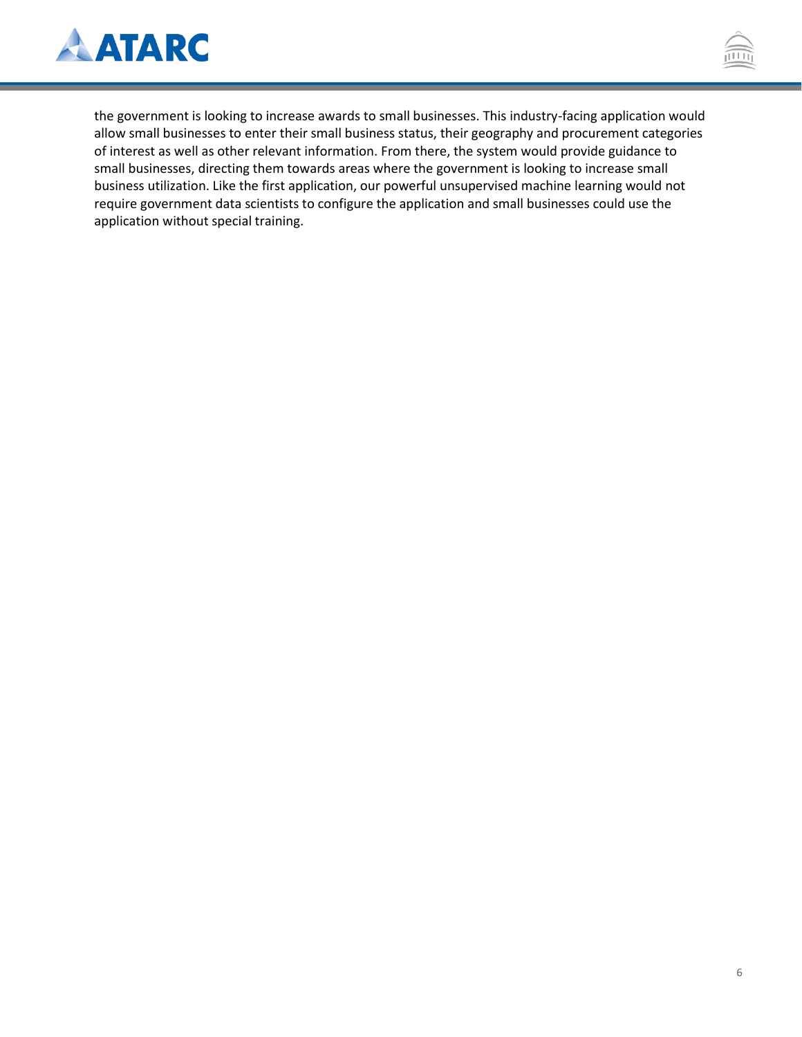the government is looking to increase awards to small businesses. This industry-facing application would allow small businesses to enter their small business status, their geography and procurement categories of interest as well as other relevant information. From there, the system would provide guidance to small businesses, directing them towards areas where the government is looking to increase small business utilization. Like the first application, our powerful unsupervised machine learning would not require government data scientists to configure the application and small businesses could use the application without special training.